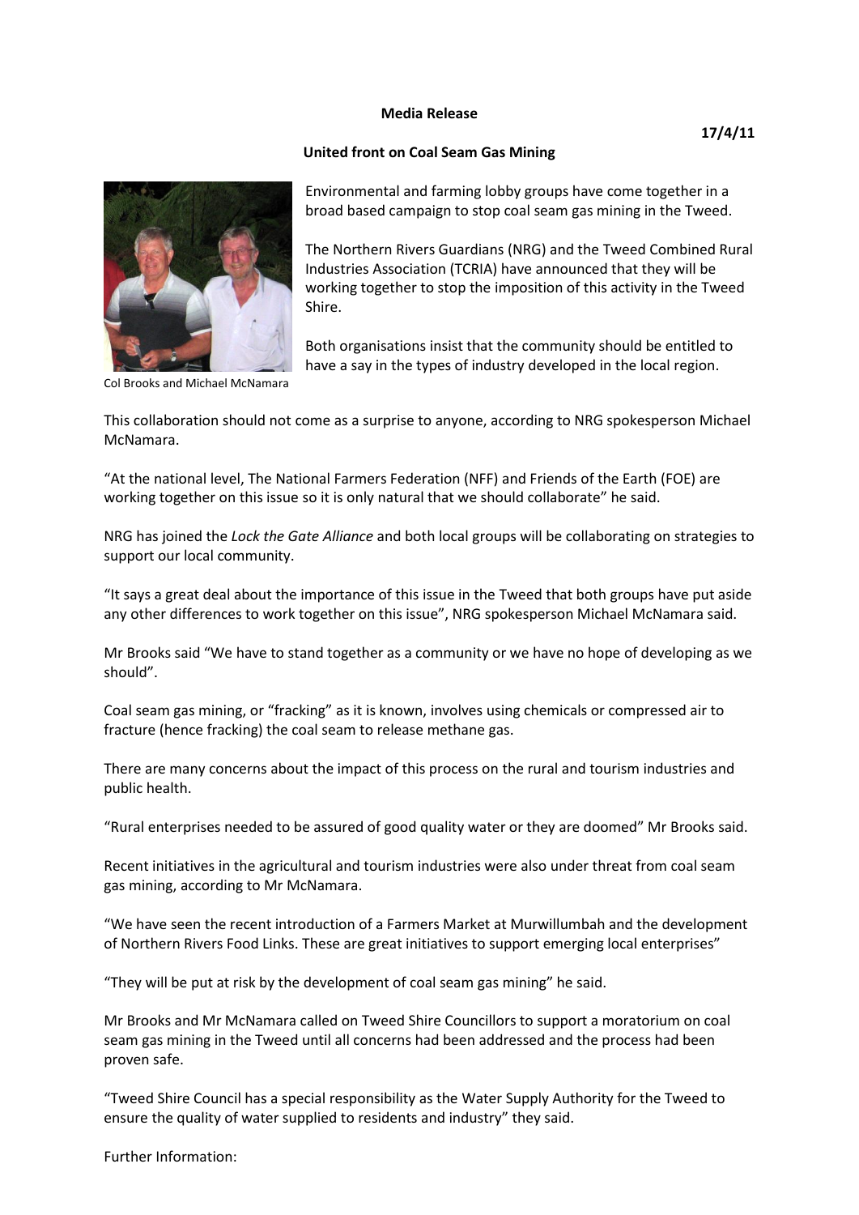**Media Release**

**17/4/11**

**United front on Coal Seam Gas Mining**

Col Brooks and Michael McNamara

Environmental and farming lobby groups have come together in a broad based campaign to stop coal seam gas mining in the Tweed.

The Northern Rivers Guardians (NRG) and the Tweed Combined Rural Industries Association (TCRIA) have announced that they will be working together to stop the imposition of this activity in the Tweed Shire.

Both organisations insist that the community should be entitled to have a say in the types of industry developed in the local region.

This collaboration should not come as a surprise to anyone, according to NRG spokesperson Michael McNamara.

"At the national level, The National Farmers Federation (NFF) and Friends of the Earth (FOE) are working together on this issue so it is only natural that we should collaborate" he said.

NRG has joined the *Lock the Gate Alliance* and both local groups will be collaborating on strategies to support our local community.

"It says a great deal about the importance of this issue in the Tweed that both groups have put aside any other differences to work together on this issue", NRG spokesperson Michael McNamara said.

Mr Brooks said "We have to stand together as a community or we have no hope of developing as we should".

Coal seam gas mining, or "fracking" as it is known, involves using chemicals or compressed air to fracture (hence fracking) the coal seam to release methane gas.

There are many concerns about the impact of this process on the rural and tourism industries and public health.

"Rural enterprises needed to be assured of good quality water or they are doomed" Mr Brooks said.

Recent initiatives in the agricultural and tourism industries were also under threat from coal seam gas mining, according to Mr McNamara.

"We have seen the recent introduction of a Farmers Market at Murwillumbah and the development of Northern Rivers Food Links. These are great initiatives to support emerging local enterprises"

"They will be put at risk by the development of coal seam gas mining" he said.

Mr Brooks and Mr McNamara called on Tweed Shire Councillors to support a moratorium on coal seam gas mining in the Tweed until all concerns had been addressed and the process had been proven safe.

"Tweed Shire Council has a special responsibility as the Water Supply Authority for the Tweed to ensure the quality of water supplied to residents and industry" they said.

Further Information: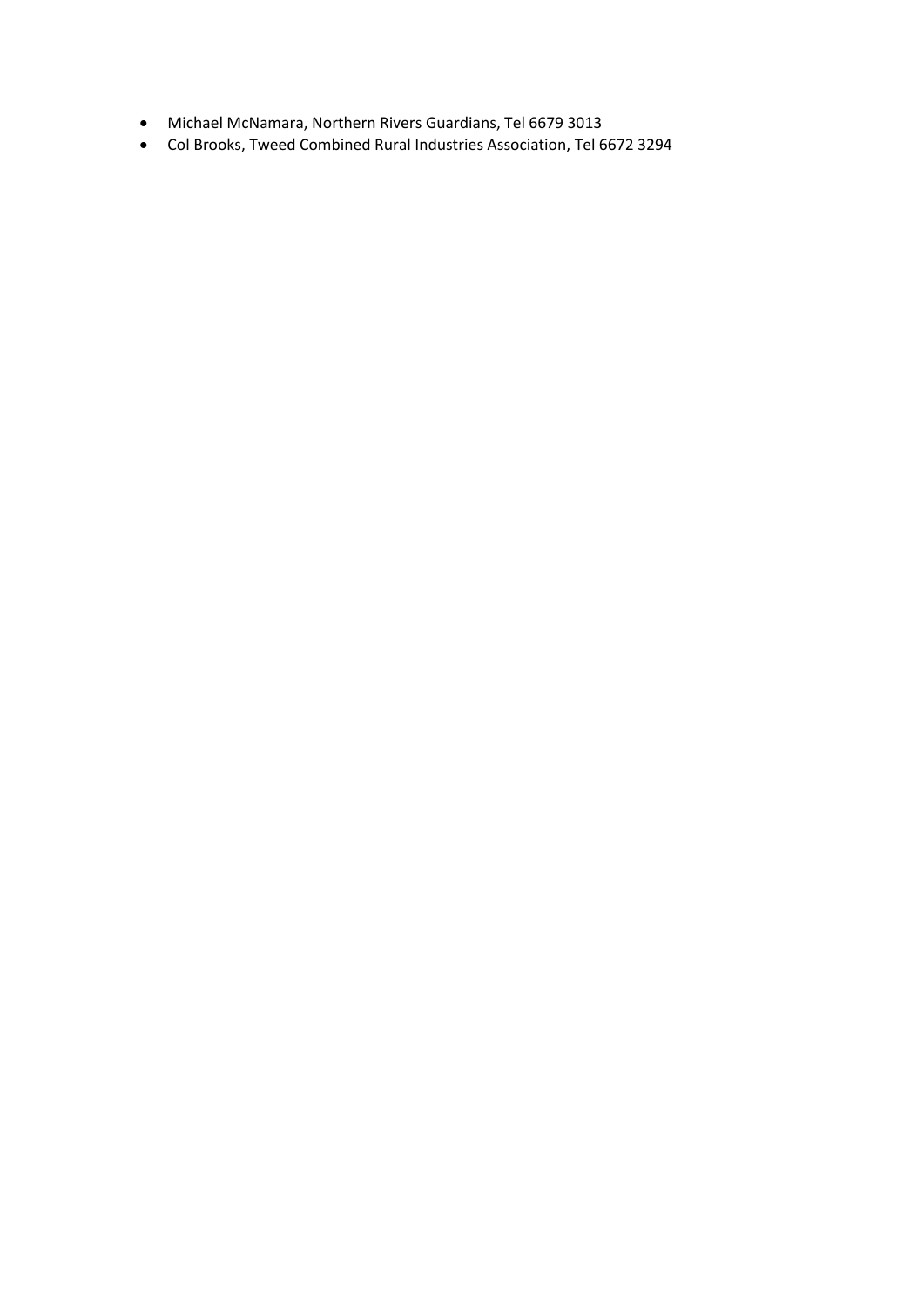- Michael McNamara, Northern Rivers Guardians, Tel 6679 3013
- Col Brooks, Tweed Combined Rural Industries Association, Tel 6672 3294